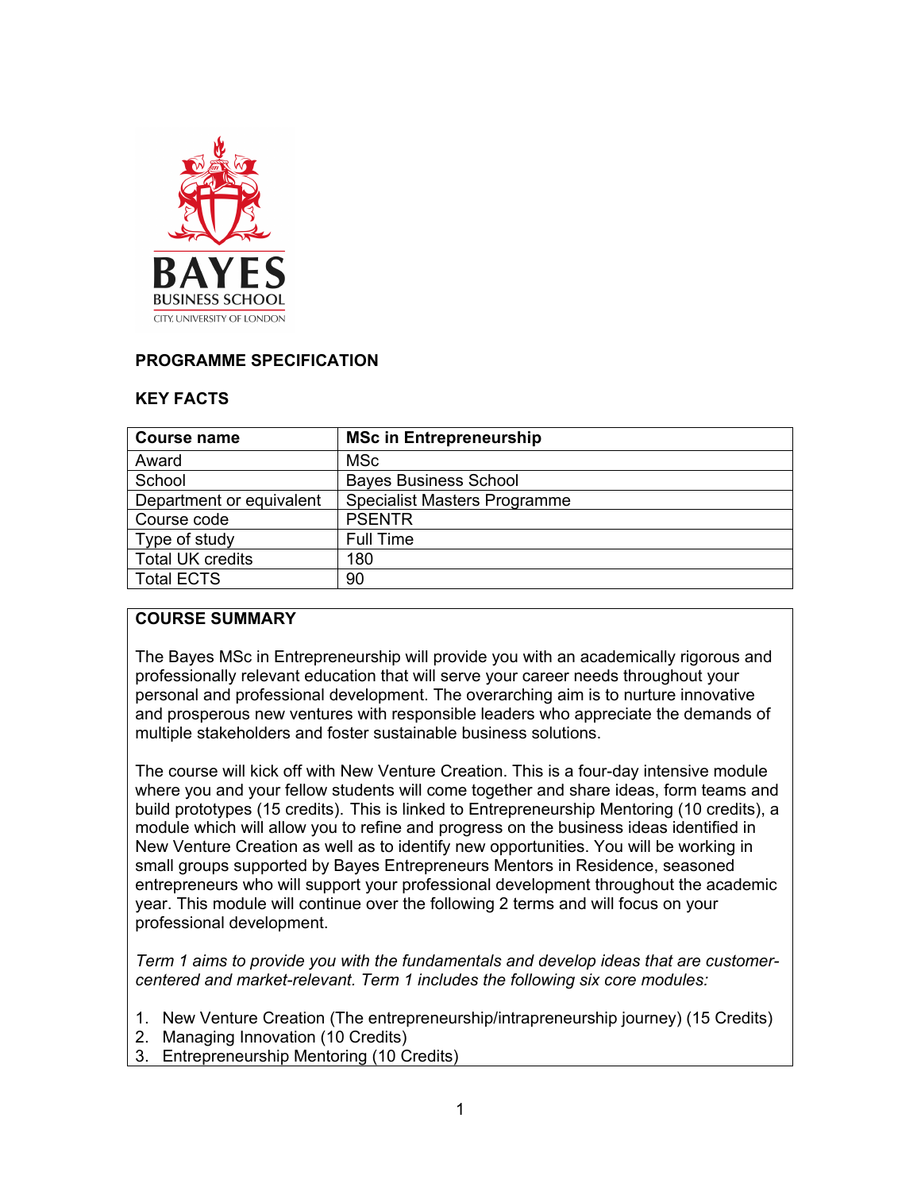## PROGRAMME SPECIFICATION

### KEY FACTS

| Course name | MSc in Entrepreneurship |
|---|---|
| Award | MSc |
| School | Bayes Business School |
| Department or equivalent | Specialist Masters Programme |
| Course code | PSENTR |
| Type of study | Full Time |
| Total UK credits | 180 |
| Total ECTS | 90 |

### COURSE SUMMARY

The Bayes MSc in Entrepreneurship will provide you with an academically rigorous and professionally relevant education that will serve your career needs throughout your personal and professional development. The overarching aim is to nurture innovative and prosperous new ventures with responsible leaders who appreciate the demands of multiple stakeholders and foster sustainable business solutions.

The course will kick off with New Venture Creation. This is a four-day intensive module where you and your fellow students will come together and share ideas, form teams and build prototypes (15 credits). This is linked to Entrepreneurship Mentoring (10 credits), a module which will allow you to refine and progress on the business ideas identified in New Venture Creation as well as to identify new opportunities. You will be working in small groups supported by Bayes Entrepreneurs Mentors in Residence, seasoned entrepreneurs who will support your professional development throughout the academic year. This module will continue over the following 2 terms and will focus on your professional development.

*Term 1 aims to provide you with the fundamentals and develop ideas that are customer-centered and market-relevant. Term 1 includes the following six core modules:*

1. New Venture Creation (The entrepreneurship/intrapreneurship journey) (15 Credits)
2. Managing Innovation (10 Credits)
3. Entrepreneurship Mentoring (10 Credits)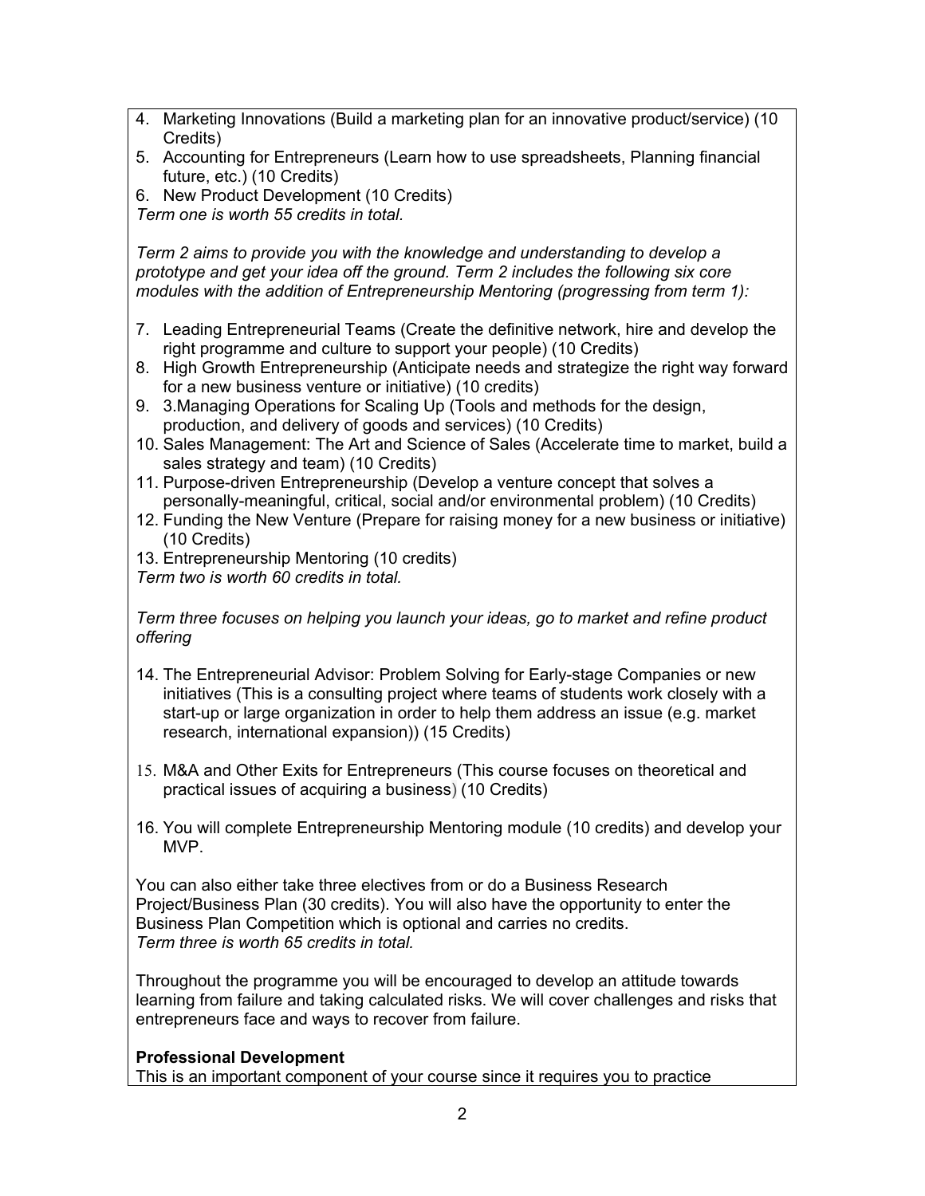4. Marketing Innovations (Build a marketing plan for an innovative product/service) (10 Credits)
5. Accounting for Entrepreneurs (Learn how to use spreadsheets, Planning financial future, etc.) (10 Credits)
6. New Product Development (10 Credits)

*Term one is worth 55 credits in total.*

*Term 2 aims to provide you with the knowledge and understanding to develop a prototype and get your idea off the ground. Term 2 includes the following six core modules with the addition of Entrepreneurship Mentoring (progressing from term 1):*

7. Leading Entrepreneurial Teams (Create the definitive network, hire and develop the right programme and culture to support your people) (10 Credits)
8. High Growth Entrepreneurship (Anticipate needs and strategize the right way forward for a new business venture or initiative) (10 credits)
9. 3.Managing Operations for Scaling Up (Tools and methods for the design, production, and delivery of goods and services) (10 Credits)
10. Sales Management: The Art and Science of Sales (Accelerate time to market, build a sales strategy and team) (10 Credits)
11. Purpose-driven Entrepreneurship (Develop a venture concept that solves a personally-meaningful, critical, social and/or environmental problem) (10 Credits)
12. Funding the New Venture (Prepare for raising money for a new business or initiative) (10 Credits)
13. Entrepreneurship Mentoring (10 credits)

*Term two is worth 60 credits in total.*

*Term three focuses on helping you launch your ideas, go to market and refine product offering*

14. The Entrepreneurial Advisor: Problem Solving for Early-stage Companies or new initiatives (This is a consulting project where teams of students work closely with a start-up or large organization in order to help them address an issue (e.g. market research, international expansion)) (15 Credits)

15. M&A and Other Exits for Entrepreneurs (This course focuses on theoretical and practical issues of acquiring a business) (10 Credits)

16. You will complete Entrepreneurship Mentoring module (10 credits) and develop your MVP.

You can also either take three electives from or do a Business Research Project/Business Plan (30 credits). You will also have the opportunity to enter the Business Plan Competition which is optional and carries no credits.
*Term three is worth 65 credits in total.*

Throughout the programme you will be encouraged to develop an attitude towards learning from failure and taking calculated risks. We will cover challenges and risks that entrepreneurs face and ways to recover from failure.

**Professional Development**
This is an important component of your course since it requires you to practice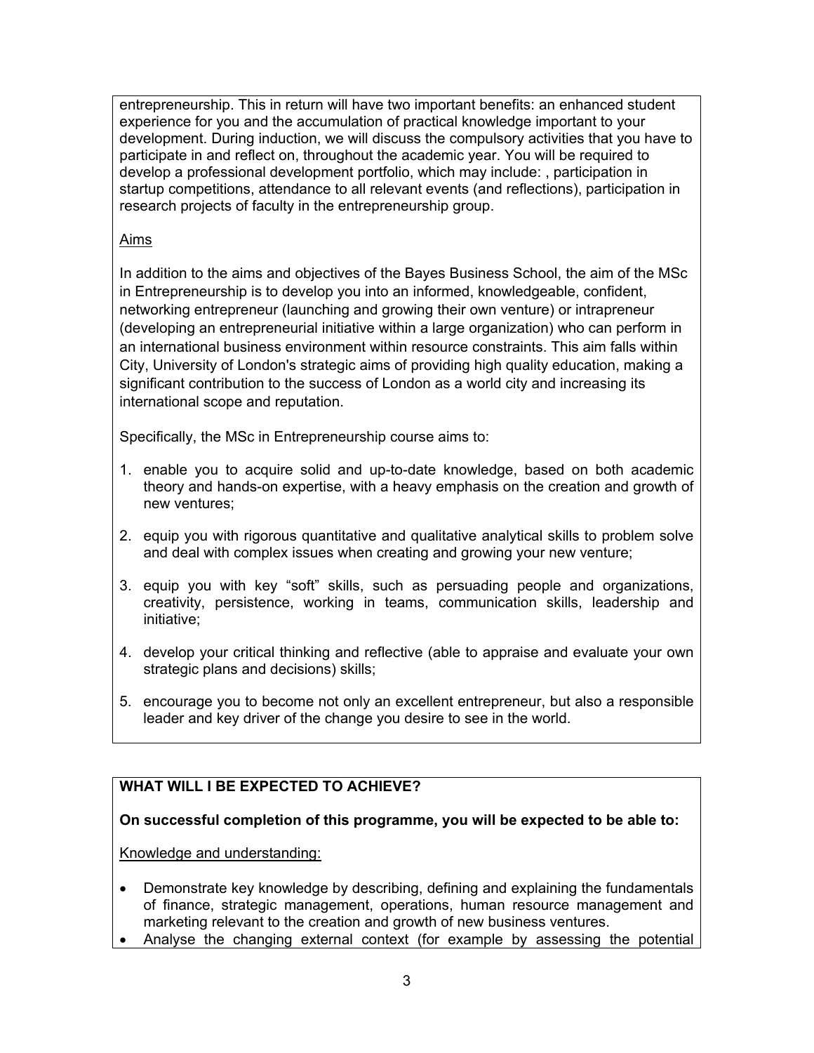entrepreneurship. This in return will have two important benefits: an enhanced student experience for you and the accumulation of practical knowledge important to your development. During induction, we will discuss the compulsory activities that you have to participate in and reflect on, throughout the academic year. You will be required to develop a professional development portfolio, which may include: , participation in startup competitions, attendance to all relevant events (and reflections), participation in research projects of faculty in the entrepreneurship group.

Aims

In addition to the aims and objectives of the Bayes Business School, the aim of the MSc in Entrepreneurship is to develop you into an informed, knowledgeable, confident, networking entrepreneur (launching and growing their own venture) or intrapreneur (developing an entrepreneurial initiative within a large organization) who can perform in an international business environment within resource constraints. This aim falls within City, University of London's strategic aims of providing high quality education, making a significant contribution to the success of London as a world city and increasing its international scope and reputation.

Specifically, the MSc in Entrepreneurship course aims to:

1. enable you to acquire solid and up-to-date knowledge, based on both academic theory and hands-on expertise, with a heavy emphasis on the creation and growth of new ventures;
2. equip you with rigorous quantitative and qualitative analytical skills to problem solve and deal with complex issues when creating and growing your new venture;
3. equip you with key "soft" skills, such as persuading people and organizations, creativity, persistence, working in teams, communication skills, leadership and initiative;
4. develop your critical thinking and reflective (able to appraise and evaluate your own strategic plans and decisions) skills;
5. encourage you to become not only an excellent entrepreneur, but also a responsible leader and key driver of the change you desire to see in the world.

## WHAT WILL I BE EXPECTED TO ACHIEVE?

**On successful completion of this programme, you will be expected to be able to:**

Knowledge and understanding:

- Demonstrate key knowledge by describing, defining and explaining the fundamentals of finance, strategic management, operations, human resource management and marketing relevant to the creation and growth of new business ventures.
- Analyse the changing external context (for example by assessing the potential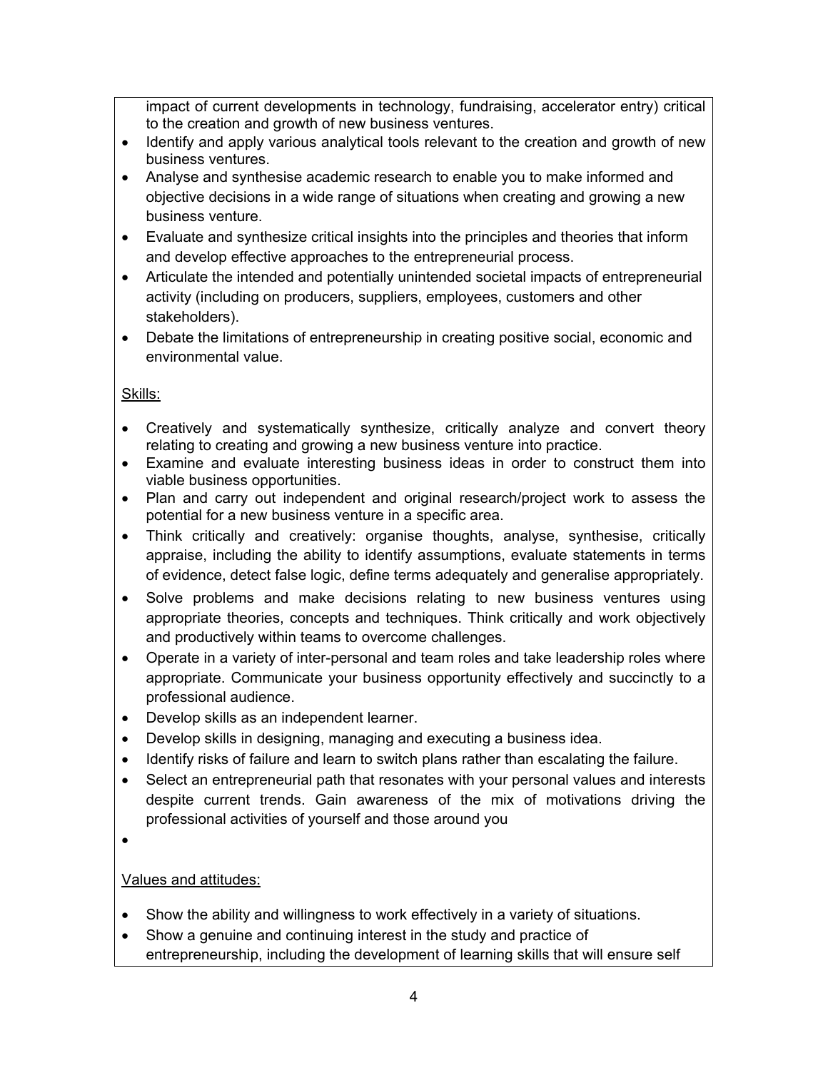impact of current developments in technology, fundraising, accelerator entry) critical to the creation and growth of new business ventures.
- Identify and apply various analytical tools relevant to the creation and growth of new business ventures.
- Analyse and synthesise academic research to enable you to make informed and objective decisions in a wide range of situations when creating and growing a new business venture.
- Evaluate and synthesize critical insights into the principles and theories that inform and develop effective approaches to the entrepreneurial process.
- Articulate the intended and potentially unintended societal impacts of entrepreneurial activity (including on producers, suppliers, employees, customers and other stakeholders).
- Debate the limitations of entrepreneurship in creating positive social, economic and environmental value.

Skills:

- Creatively and systematically synthesize, critically analyze and convert theory relating to creating and growing a new business venture into practice.
- Examine and evaluate interesting business ideas in order to construct them into viable business opportunities.
- Plan and carry out independent and original research/project work to assess the potential for a new business venture in a specific area.
- Think critically and creatively: organise thoughts, analyse, synthesise, critically appraise, including the ability to identify assumptions, evaluate statements in terms of evidence, detect false logic, define terms adequately and generalise appropriately.
- Solve problems and make decisions relating to new business ventures using appropriate theories, concepts and techniques. Think critically and work objectively and productively within teams to overcome challenges.
- Operate in a variety of inter-personal and team roles and take leadership roles where appropriate. Communicate your business opportunity effectively and succinctly to a professional audience.
- Develop skills as an independent learner.
- Develop skills in designing, managing and executing a business idea.
- Identify risks of failure and learn to switch plans rather than escalating the failure.
- Select an entrepreneurial path that resonates with your personal values and interests despite current trends. Gain awareness of the mix of motivations driving the professional activities of yourself and those around you
- 

Values and attitudes:

- Show the ability and willingness to work effectively in a variety of situations.
- Show a genuine and continuing interest in the study and practice of entrepreneurship, including the development of learning skills that will ensure self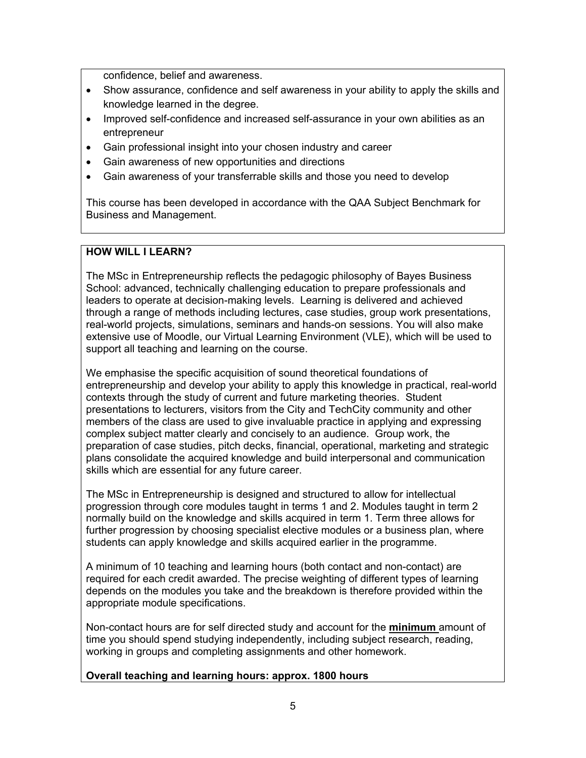confidence, belief and awareness.

- Show assurance, confidence and self awareness in your ability to apply the skills and knowledge learned in the degree.
- Improved self-confidence and increased self-assurance in your own abilities as an entrepreneur
- Gain professional insight into your chosen industry and career
- Gain awareness of new opportunities and directions
- Gain awareness of your transferrable skills and those you need to develop

This course has been developed in accordance with the QAA Subject Benchmark for Business and Management.

**HOW WILL I LEARN?**

The MSc in Entrepreneurship reflects the pedagogic philosophy of Bayes Business School: advanced, technically challenging education to prepare professionals and leaders to operate at decision-making levels. Learning is delivered and achieved through a range of methods including lectures, case studies, group work presentations, real-world projects, simulations, seminars and hands-on sessions. You will also make extensive use of Moodle, our Virtual Learning Environment (VLE), which will be used to support all teaching and learning on the course.

We emphasise the specific acquisition of sound theoretical foundations of entrepreneurship and develop your ability to apply this knowledge in practical, real-world contexts through the study of current and future marketing theories. Student presentations to lecturers, visitors from the City and TechCity community and other members of the class are used to give invaluable practice in applying and expressing complex subject matter clearly and concisely to an audience. Group work, the preparation of case studies, pitch decks, financial, operational, marketing and strategic plans consolidate the acquired knowledge and build interpersonal and communication skills which are essential for any future career.

The MSc in Entrepreneurship is designed and structured to allow for intellectual progression through core modules taught in terms 1 and 2. Modules taught in term 2 normally build on the knowledge and skills acquired in term 1. Term three allows for further progression by choosing specialist elective modules or a business plan, where students can apply knowledge and skills acquired earlier in the programme.

A minimum of 10 teaching and learning hours (both contact and non-contact) are required for each credit awarded. The precise weighting of different types of learning depends on the modules you take and the breakdown is therefore provided within the appropriate module specifications.

Non-contact hours are for self directed study and account for the **minimum** amount of time you should spend studying independently, including subject research, reading, working in groups and completing assignments and other homework.

**Overall teaching and learning hours: approx. 1800 hours**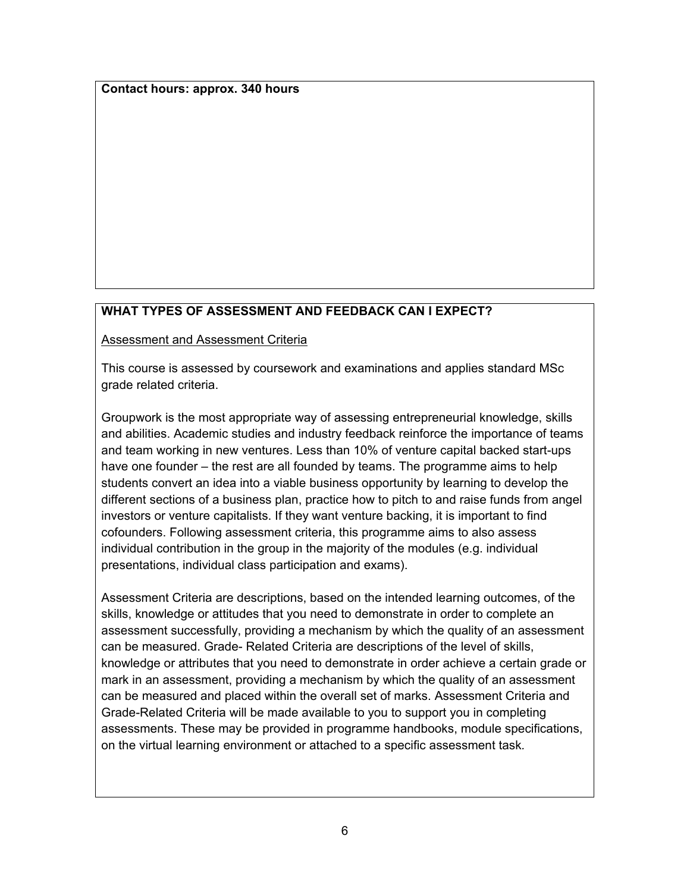**Contact hours: approx. 340 hours**

## WHAT TYPES OF ASSESSMENT AND FEEDBACK CAN I EXPECT?

Assessment and Assessment Criteria

This course is assessed by coursework and examinations and applies standard MSc grade related criteria.

Groupwork is the most appropriate way of assessing entrepreneurial knowledge, skills and abilities. Academic studies and industry feedback reinforce the importance of teams and team working in new ventures. Less than 10% of venture capital backed start-ups have one founder – the rest are all founded by teams. The programme aims to help students convert an idea into a viable business opportunity by learning to develop the different sections of a business plan, practice how to pitch to and raise funds from angel investors or venture capitalists. If they want venture backing, it is important to find cofounders. Following assessment criteria, this programme aims to also assess individual contribution in the group in the majority of the modules (e.g. individual presentations, individual class participation and exams).

Assessment Criteria are descriptions, based on the intended learning outcomes, of the skills, knowledge or attitudes that you need to demonstrate in order to complete an assessment successfully, providing a mechanism by which the quality of an assessment can be measured. Grade- Related Criteria are descriptions of the level of skills, knowledge or attributes that you need to demonstrate in order achieve a certain grade or mark in an assessment, providing a mechanism by which the quality of an assessment can be measured and placed within the overall set of marks. Assessment Criteria and Grade-Related Criteria will be made available to you to support you in completing assessments. These may be provided in programme handbooks, module specifications, on the virtual learning environment or attached to a specific assessment task.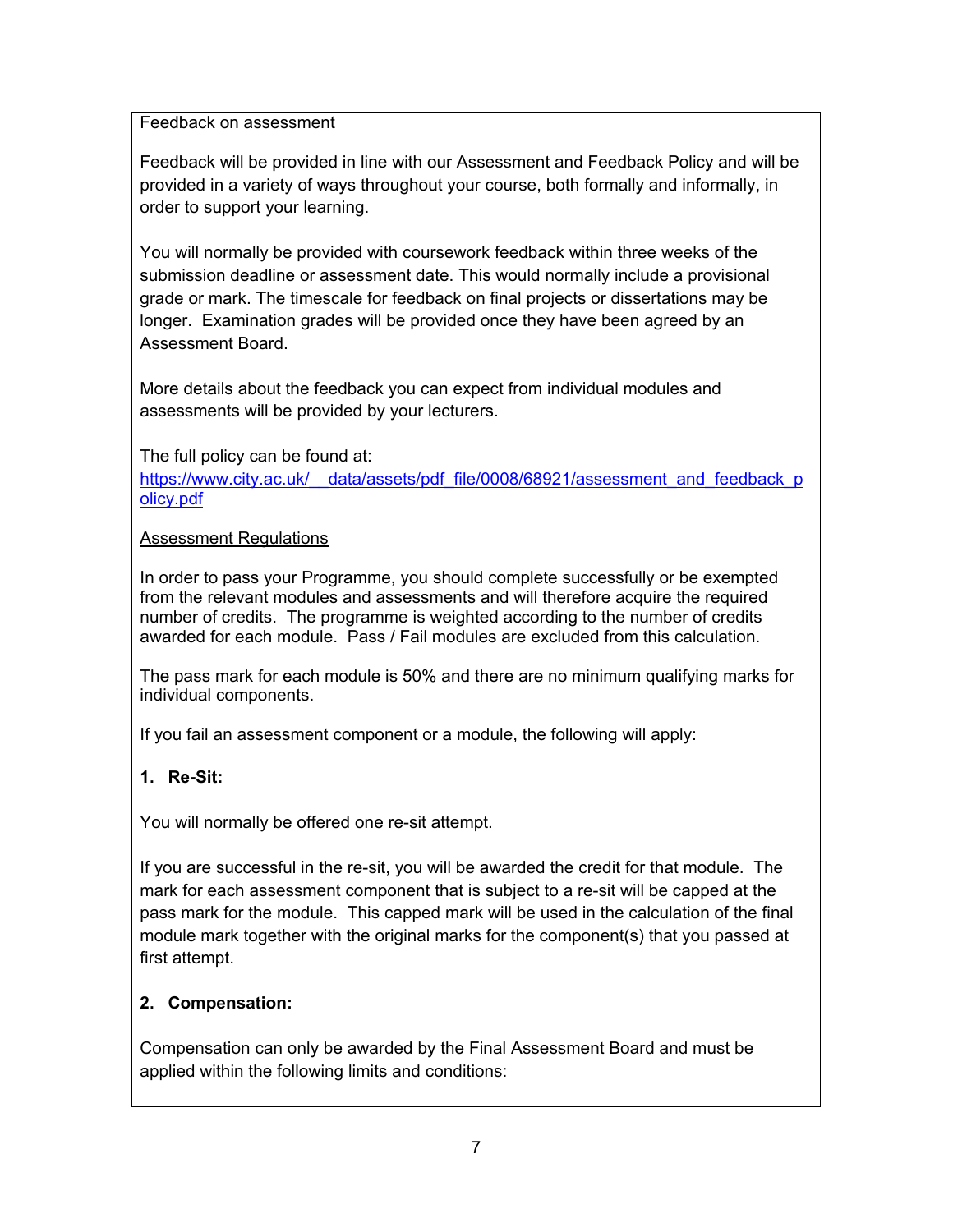Feedback on assessment

Feedback will be provided in line with our Assessment and Feedback Policy and will be provided in a variety of ways throughout your course, both formally and informally, in order to support your learning.

You will normally be provided with coursework feedback within three weeks of the submission deadline or assessment date. This would normally include a provisional grade or mark. The timescale for feedback on final projects or dissertations may be longer. Examination grades will be provided once they have been agreed by an Assessment Board.

More details about the feedback you can expect from individual modules and assessments will be provided by your lecturers.

The full policy can be found at:
https://www.city.ac.uk/__data/assets/pdf_file/0008/68921/assessment_and_feedback_policy.pdf

Assessment Regulations

In order to pass your Programme, you should complete successfully or be exempted from the relevant modules and assessments and will therefore acquire the required number of credits. The programme is weighted according to the number of credits awarded for each module. Pass / Fail modules are excluded from this calculation.

The pass mark for each module is 50% and there are no minimum qualifying marks for individual components.

If you fail an assessment component or a module, the following will apply:

**1. Re-Sit:**

You will normally be offered one re-sit attempt.

If you are successful in the re-sit, you will be awarded the credit for that module. The mark for each assessment component that is subject to a re-sit will be capped at the pass mark for the module. This capped mark will be used in the calculation of the final module mark together with the original marks for the component(s) that you passed at first attempt.

**2. Compensation:**

Compensation can only be awarded by the Final Assessment Board and must be applied within the following limits and conditions: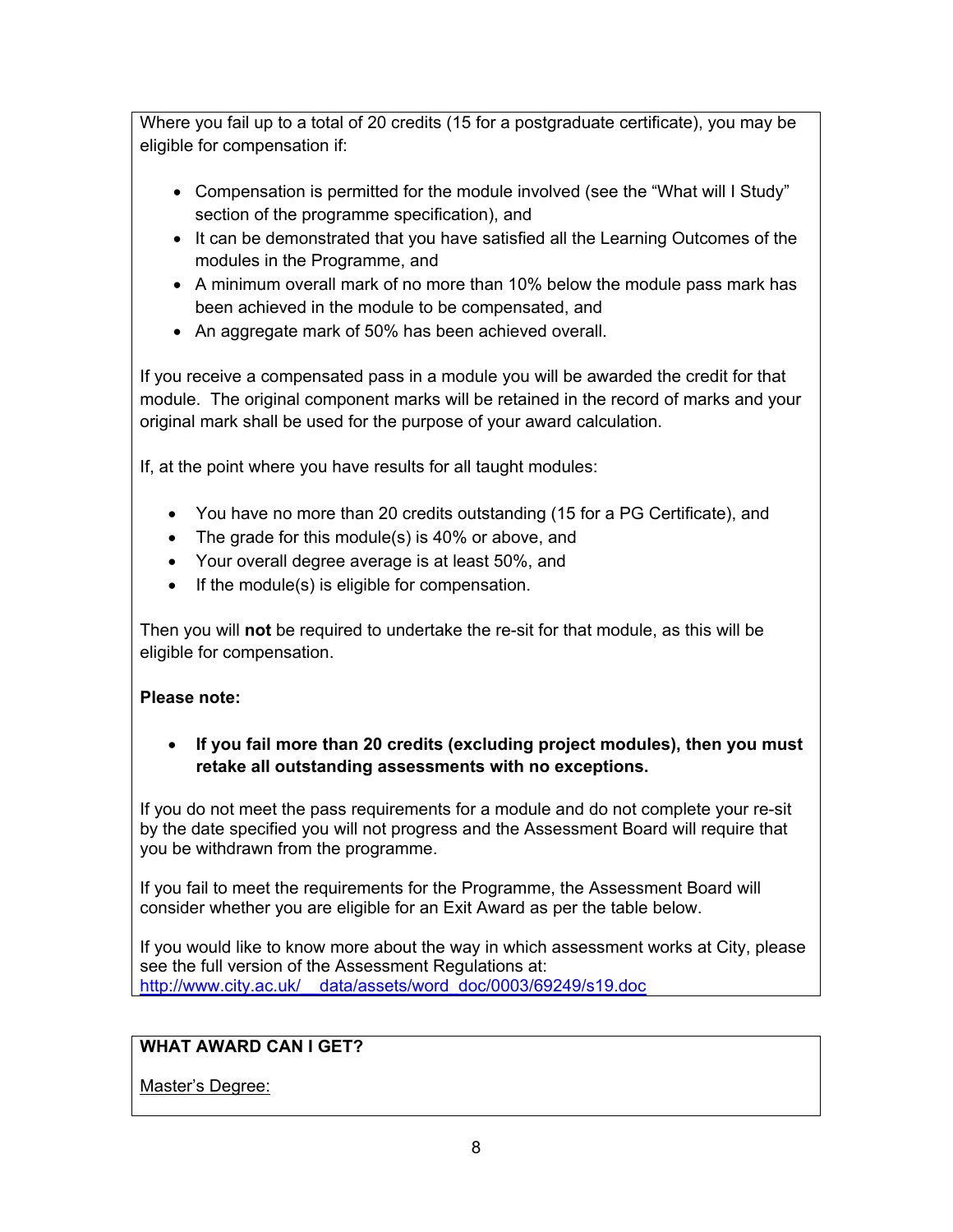Where you fail up to a total of 20 credits (15 for a postgraduate certificate), you may be eligible for compensation if:

- Compensation is permitted for the module involved (see the "What will I Study" section of the programme specification), and
- It can be demonstrated that you have satisfied all the Learning Outcomes of the modules in the Programme, and
- A minimum overall mark of no more than 10% below the module pass mark has been achieved in the module to be compensated, and
- An aggregate mark of 50% has been achieved overall.

If you receive a compensated pass in a module you will be awarded the credit for that module. The original component marks will be retained in the record of marks and your original mark shall be used for the purpose of your award calculation.

If, at the point where you have results for all taught modules:

- You have no more than 20 credits outstanding (15 for a PG Certificate), and
- The grade for this module(s) is 40% or above, and
- Your overall degree average is at least 50%, and
- If the module(s) is eligible for compensation.

Then you will **not** be required to undertake the re-sit for that module, as this will be eligible for compensation.

**Please note:**

- **If you fail more than 20 credits (excluding project modules), then you must retake all outstanding assessments with no exceptions.**

If you do not meet the pass requirements for a module and do not complete your re-sit by the date specified you will not progress and the Assessment Board will require that you be withdrawn from the programme.

If you fail to meet the requirements for the Programme, the Assessment Board will consider whether you are eligible for an Exit Award as per the table below.

If you would like to know more about the way in which assessment works at City, please see the full version of the Assessment Regulations at:
http://www.city.ac.uk/__data/assets/word_doc/0003/69249/s19.doc

**WHAT AWARD CAN I GET?**

Master's Degree: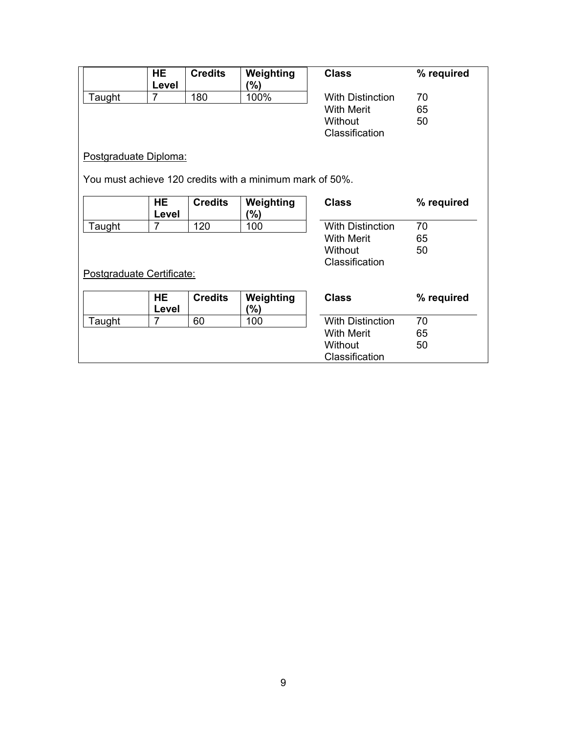| | HE Level | Credits | Weighting (%) |
|---|---|---|---|
| Taught | 7 | 180 | 100% |

| Class | % required |
|---|---|
| With Distinction | 70 |
| With Merit | 65 |
| Without Classification | 50 |

Postgraduate Diploma:

You must achieve 120 credits with a minimum mark of 50%.

| | HE Level | Credits | Weighting (%) |
|---|---|---|---|
| Taught | 7 | 120 | 100 |

| Class | % required |
|---|---|
| With Distinction | 70 |
| With Merit | 65 |
| Without Classification | 50 |

Postgraduate Certificate:

| | HE Level | Credits | Weighting (%) |
|---|---|---|---|
| Taught | 7 | 60 | 100 |

| Class | % required |
|---|---|
| With Distinction | 70 |
| With Merit | 65 |
| Without Classification | 50 |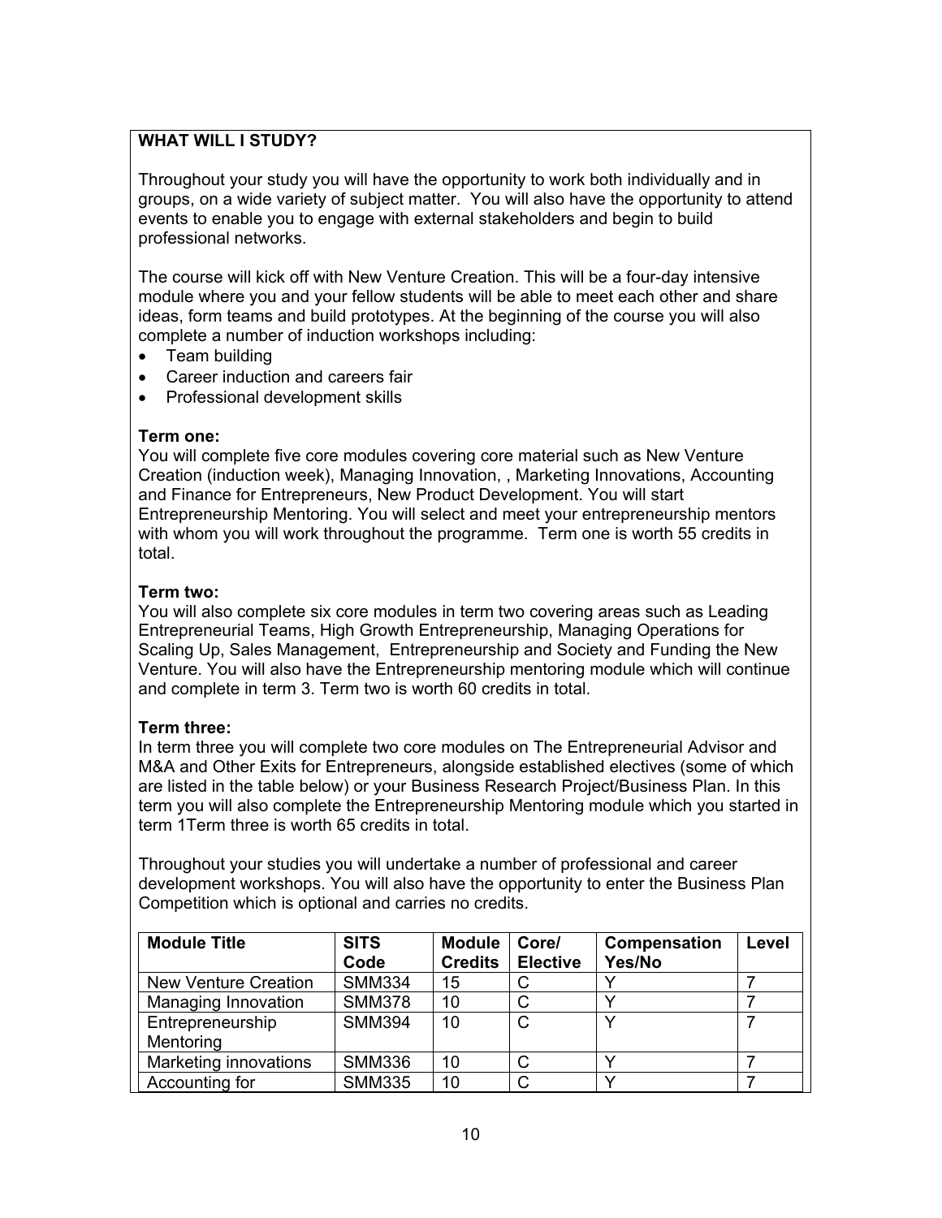**WHAT WILL I STUDY?**

Throughout your study you will have the opportunity to work both individually and in groups, on a wide variety of subject matter. You will also have the opportunity to attend events to enable you to engage with external stakeholders and begin to build professional networks.

The course will kick off with New Venture Creation. This will be a four-day intensive module where you and your fellow students will be able to meet each other and share ideas, form teams and build prototypes. At the beginning of the course you will also complete a number of induction workshops including:

- Team building
- Career induction and careers fair
- Professional development skills

**Term one:**
You will complete five core modules covering core material such as New Venture Creation (induction week), Managing Innovation, , Marketing Innovations, Accounting and Finance for Entrepreneurs, New Product Development. You will start Entrepreneurship Mentoring. You will select and meet your entrepreneurship mentors with whom you will work throughout the programme. Term one is worth 55 credits in total.

**Term two:**
You will also complete six core modules in term two covering areas such as Leading Entrepreneurial Teams, High Growth Entrepreneurship, Managing Operations for Scaling Up, Sales Management, Entrepreneurship and Society and Funding the New Venture. You will also have the Entrepreneurship mentoring module which will continue and complete in term 3. Term two is worth 60 credits in total.

**Term three:**
In term three you will complete two core modules on The Entrepreneurial Advisor and M&A and Other Exits for Entrepreneurs, alongside established electives (some of which are listed in the table below) or your Business Research Project/Business Plan. In this term you will also complete the Entrepreneurship Mentoring module which you started in term 1Term three is worth 65 credits in total.

Throughout your studies you will undertake a number of professional and career development workshops. You will also have the opportunity to enter the Business Plan Competition which is optional and carries no credits.

| Module Title | SITS Code | Module Credits | Core/ Elective | Compensation Yes/No | Level |
|---|---|---|---|---|---|
| New Venture Creation | SMM334 | 15 | C | Y | 7 |
| Managing Innovation | SMM378 | 10 | C | Y | 7 |
| Entrepreneurship Mentoring | SMM394 | 10 | C | Y | 7 |
| Marketing innovations | SMM336 | 10 | C | Y | 7 |
| Accounting for | SMM335 | 10 | C | Y | 7 |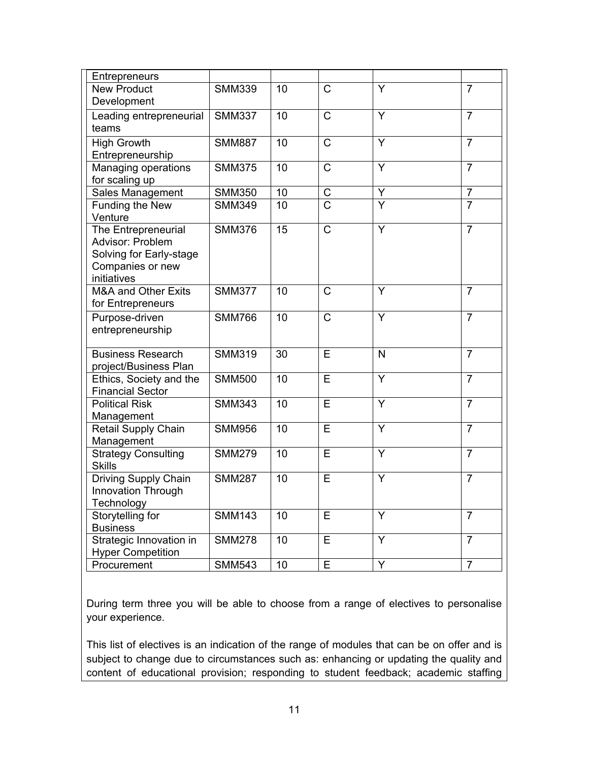| | | | | | |
|---|---|---|---|---|---|
| Entrepreneurs | | | | | |
| New Product Development | SMM339 | 10 | C | Y | 7 |
| Leading entrepreneurial teams | SMM337 | 10 | C | Y | 7 |
| High Growth Entrepreneurship | SMM887 | 10 | C | Y | 7 |
| Managing operations for scaling up | SMM375 | 10 | C | Y | 7 |
| Sales Management | SMM350 | 10 | C | Y | 7 |
| Funding the New Venture | SMM349 | 10 | C | Y | 7 |
| The Entrepreneurial Advisor: Problem Solving for Early-stage Companies or new initiatives | SMM376 | 15 | C | Y | 7 |
| M&A and Other Exits for Entrepreneurs | SMM377 | 10 | C | Y | 7 |
| Purpose-driven entrepreneurship | SMM766 | 10 | C | Y | 7 |
| Business Research project/Business Plan | SMM319 | 30 | E | N | 7 |
| Ethics, Society and the Financial Sector | SMM500 | 10 | E | Y | 7 |
| Political Risk Management | SMM343 | 10 | E | Y | 7 |
| Retail Supply Chain Management | SMM956 | 10 | E | Y | 7 |
| Strategy Consulting Skills | SMM279 | 10 | E | Y | 7 |
| Driving Supply Chain Innovation Through Technology | SMM287 | 10 | E | Y | 7 |
| Storytelling for Business | SMM143 | 10 | E | Y | 7 |
| Strategic Innovation in Hyper Competition | SMM278 | 10 | E | Y | 7 |
| Procurement | SMM543 | 10 | E | Y | 7 |

During term three you will be able to choose from a range of electives to personalise your experience.

This list of electives is an indication of the range of modules that can be on offer and is subject to change due to circumstances such as: enhancing or updating the quality and content of educational provision; responding to student feedback; academic staffing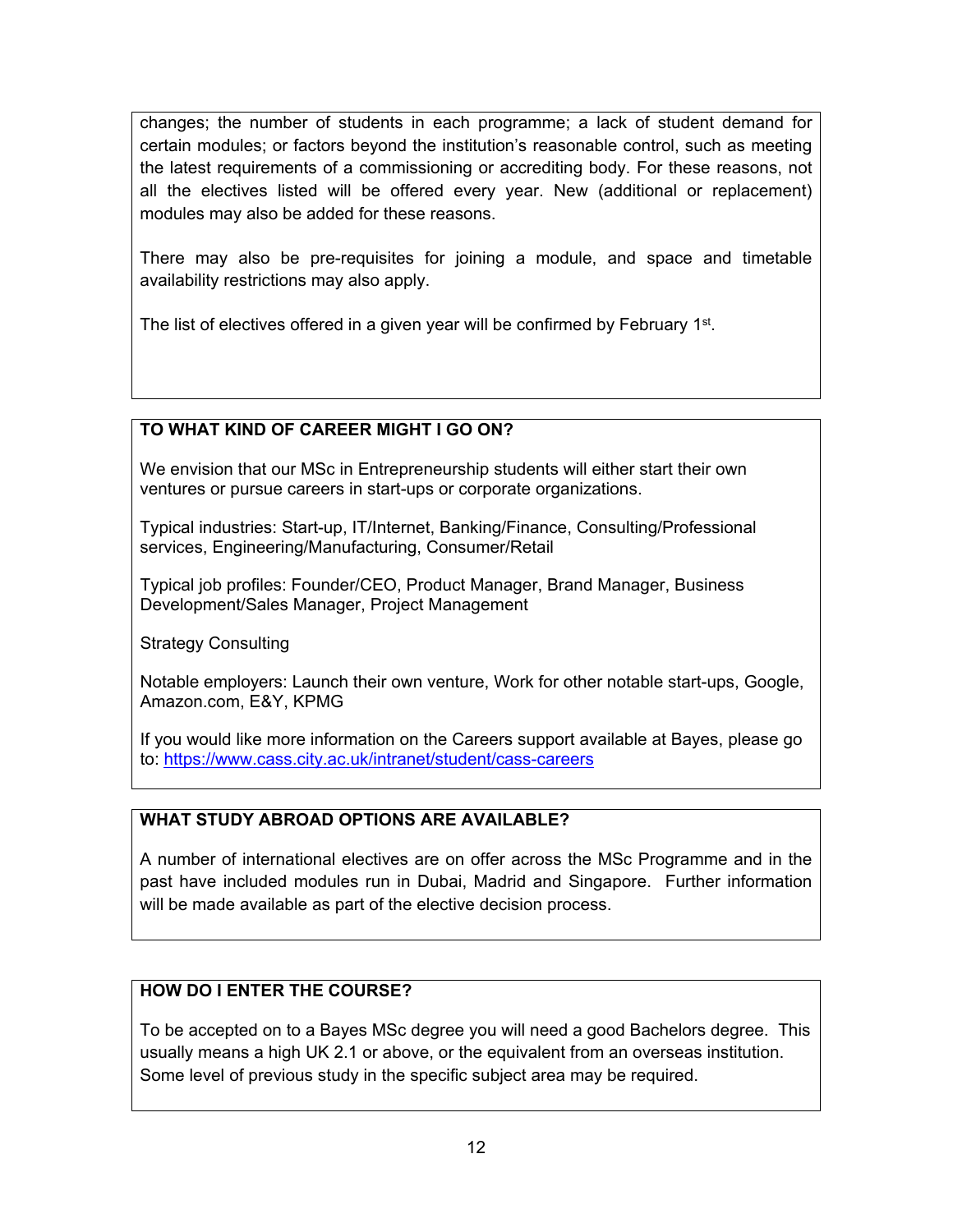changes; the number of students in each programme; a lack of student demand for certain modules; or factors beyond the institution's reasonable control, such as meeting the latest requirements of a commissioning or accrediting body. For these reasons, not all the electives listed will be offered every year. New (additional or replacement) modules may also be added for these reasons.

There may also be pre-requisites for joining a module, and space and timetable availability restrictions may also apply.

The list of electives offered in a given year will be confirmed by February 1st.

## TO WHAT KIND OF CAREER MIGHT I GO ON?

We envision that our MSc in Entrepreneurship students will either start their own ventures or pursue careers in start-ups or corporate organizations.

Typical industries: Start-up, IT/Internet, Banking/Finance, Consulting/Professional services, Engineering/Manufacturing, Consumer/Retail

Typical job profiles: Founder/CEO, Product Manager, Brand Manager, Business Development/Sales Manager, Project Management

Strategy Consulting

Notable employers: Launch their own venture, Work for other notable start-ups, Google, Amazon.com, E&Y, KPMG

If you would like more information on the Careers support available at Bayes, please go to: https://www.cass.city.ac.uk/intranet/student/cass-careers

## WHAT STUDY ABROAD OPTIONS ARE AVAILABLE?

A number of international electives are on offer across the MSc Programme and in the past have included modules run in Dubai, Madrid and Singapore. Further information will be made available as part of the elective decision process.

## HOW DO I ENTER THE COURSE?

To be accepted on to a Bayes MSc degree you will need a good Bachelors degree. This usually means a high UK 2.1 or above, or the equivalent from an overseas institution. Some level of previous study in the specific subject area may be required.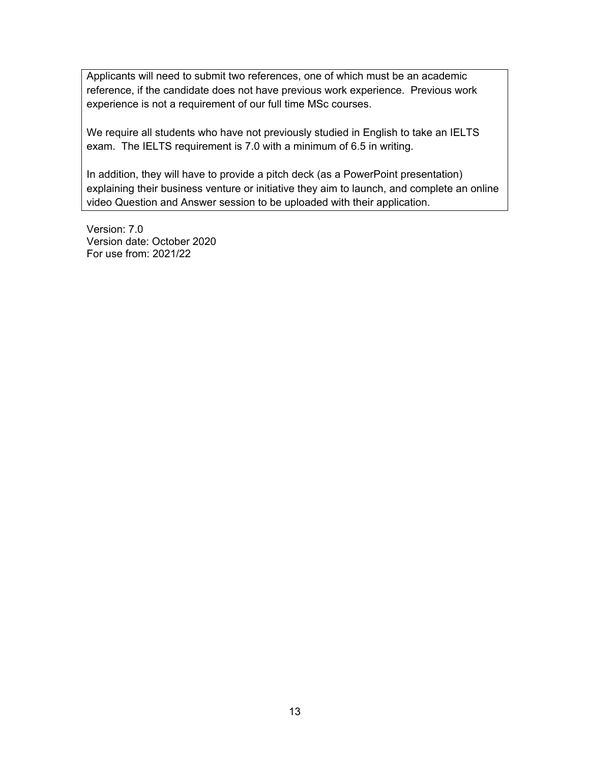Applicants will need to submit two references, one of which must be an academic reference, if the candidate does not have previous work experience. Previous work experience is not a requirement of our full time MSc courses.

We require all students who have not previously studied in English to take an IELTS exam. The IELTS requirement is 7.0 with a minimum of 6.5 in writing.

In addition, they will have to provide a pitch deck (as a PowerPoint presentation) explaining their business venture or initiative they aim to launch, and complete an online video Question and Answer session to be uploaded with their application.

Version: 7.0
Version date: October 2020
For use from: 2021/22